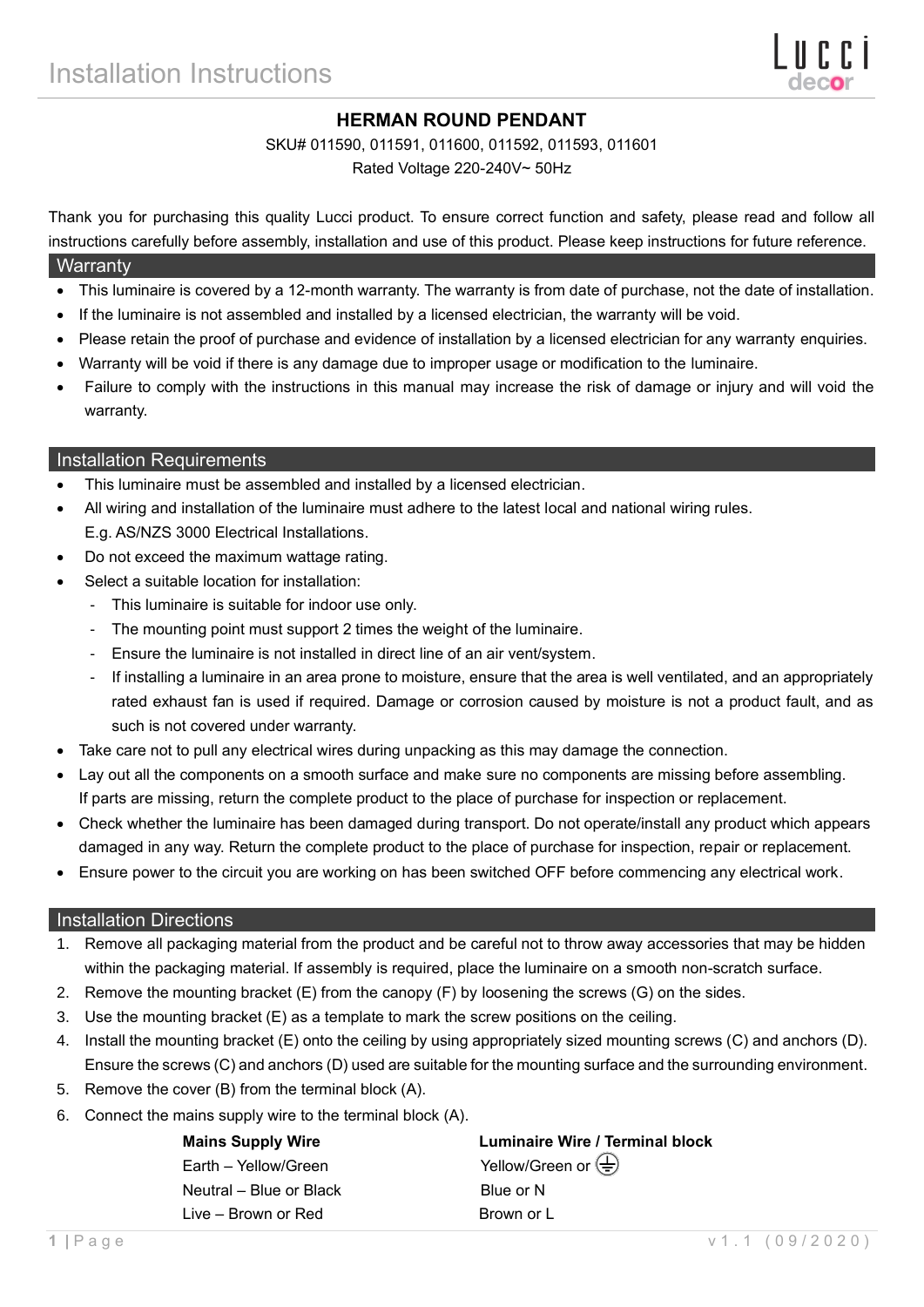# Installation Instructions

## HERMAN ROUND PENDANT

SKU# 011590, 011591, 011600, 011592, 011593, 011601

Rated Voltage 220-240V~ 50Hz

Thank you for purchasing this quality Lucci product. To ensure correct function and safety, please read and follow all instructions carefully before assembly, installation and use of this product. Please keep instructions for future reference.

### Warranty

- This luminaire is covered by a 12-month warranty. The warranty is from date of purchase, not the date of installation.
- If the luminaire is not assembled and installed by a licensed electrician, the warranty will be void.
- Please retain the proof of purchase and evidence of installation by a licensed electrician for any warranty enquiries.
- Warranty will be void if there is any damage due to improper usage or modification to the luminaire.
- Failure to comply with the instructions in this manual may increase the risk of damage or injury and will void the warranty.

### Installation Requirements

- This luminaire must be assembled and installed by a licensed electrician.
- All wiring and installation of the luminaire must adhere to the latest local and national wiring rules. E.g. AS/NZS 3000 Electrical Installations.
- Do not exceed the maximum wattage rating.
- Select a suitable location for installation:
  - This luminaire is suitable for indoor use only.
  - The mounting point must support 2 times the weight of the luminaire.
  - Ensure the luminaire is not installed in direct line of an air vent/system.
  - If installing a luminaire in an area prone to moisture, ensure that the area is well ventilated, and an appropriately rated exhaust fan is used if required. Damage or corrosion caused by moisture is not a product fault, and as such is not covered under warranty.
- Take care not to pull any electrical wires during unpacking as this may damage the connection.
- Lay out all the components on a smooth surface and make sure no components are missing before assembling. If parts are missing, return the complete product to the place of purchase for inspection or replacement.
- Check whether the luminaire has been damaged during transport. Do not operate/install any product which appears damaged in any way. Return the complete product to the place of purchase for inspection, repair or replacement.
- Ensure power to the circuit you are working on has been switched OFF before commencing any electrical work.

### Installation Directions

1. Remove all packaging material from the product and be careful not to throw away accessories that may be hidden within the packaging material. If assembly is required, place the luminaire on a smooth non-scratch surface.
2. Remove the mounting bracket (E) from the canopy (F) by loosening the screws (G) on the sides.
3. Use the mounting bracket (E) as a template to mark the screw positions on the ceiling.
4. Install the mounting bracket (E) onto the ceiling by using appropriately sized mounting screws (C) and anchors (D). Ensure the screws (C) and anchors (D) used are suitable for the mounting surface and the surrounding environment.
5. Remove the cover (B) from the terminal block (A).
6. Connect the mains supply wire to the terminal block (A).

| **Mains Supply Wire** | **Luminaire Wire / Terminal block** |
|---|---|
| Earth – Yellow/Green | Yellow/Green or ⏚ |
| Neutral – Blue or Black | Blue or N |
| Live – Brown or Red | Brown or L |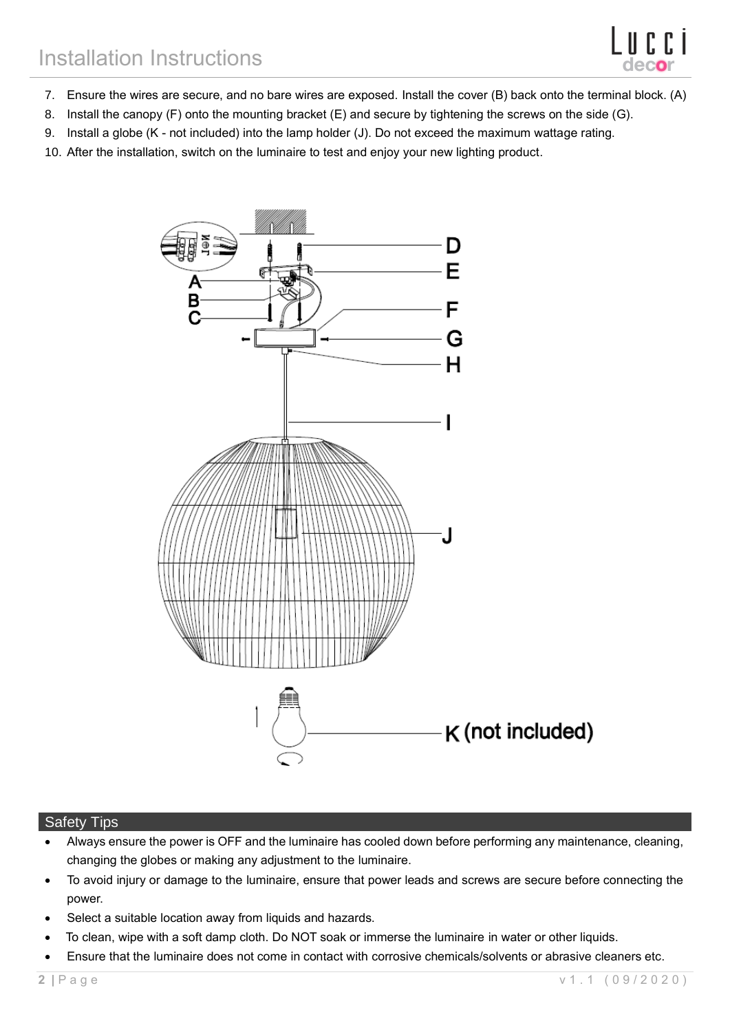# Installation Instructions

7. Ensure the wires are secure, and no bare wires are exposed. Install the cover (B) back onto the terminal block. (A)
8. Install the canopy (F) onto the mounting bracket (E) and secure by tightening the screws on the side (G).
9. Install a globe (K - not included) into the lamp holder (J). Do not exceed the maximum wattage rating.
10. After the installation, switch on the luminaire to test and enjoy your new lighting product.

D
E
A
B
C
F
G
H
I
J
K (not included)

## Safety Tips

- Always ensure the power is OFF and the luminaire has cooled down before performing any maintenance, cleaning, changing the globes or making any adjustment to the luminaire.
- To avoid injury or damage to the luminaire, ensure that power leads and screws are secure before connecting the power.
- Select a suitable location away from liquids and hazards.
- To clean, wipe with a soft damp cloth. Do NOT soak or immerse the luminaire in water or other liquids.
- Ensure that the luminaire does not come in contact with corrosive chemicals/solvents or abrasive cleaners etc.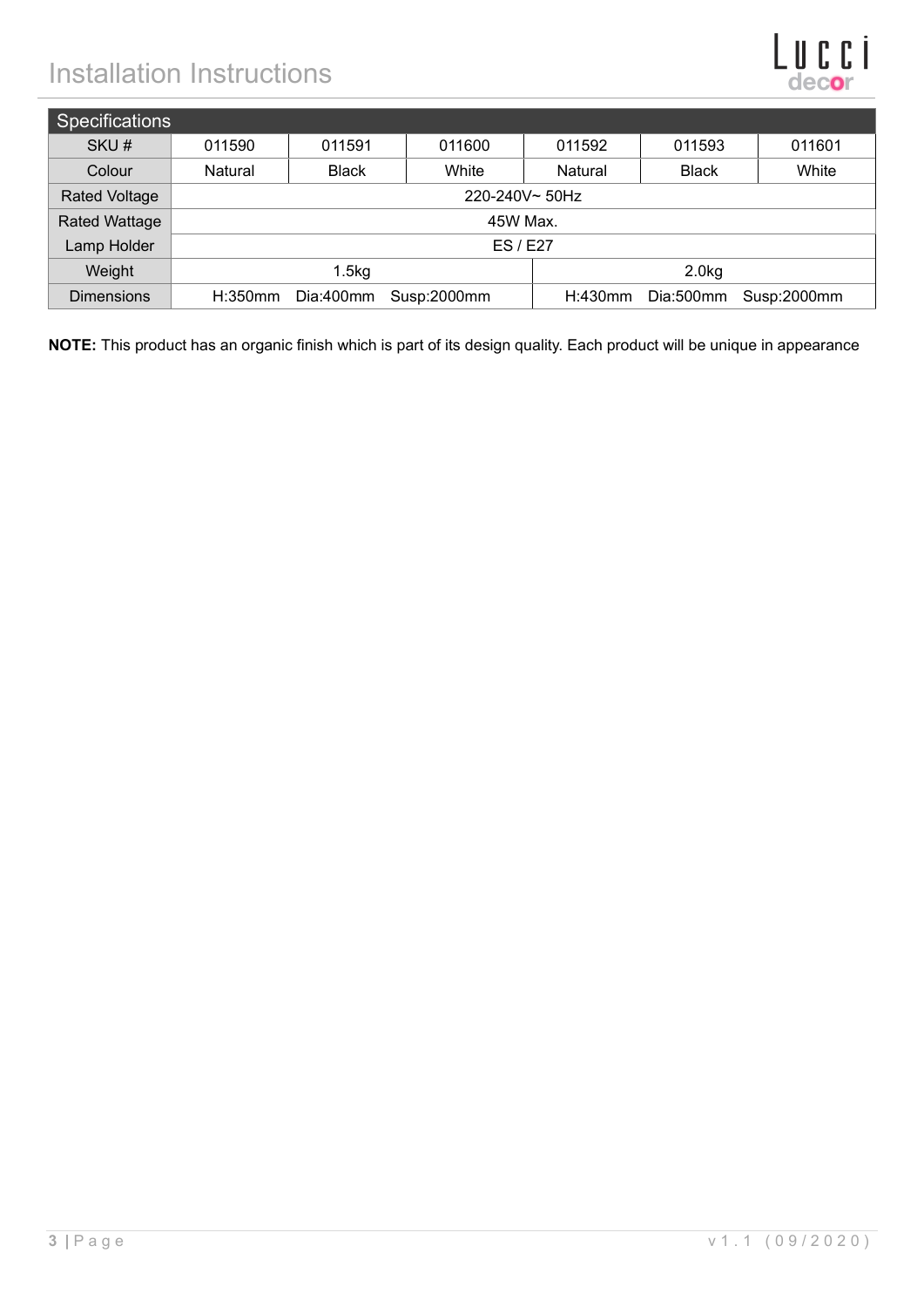# Installation Instructions

| Specifications | | | | | | |
|---|---|---|---|---|---|---|
| SKU # | 011590 | 011591 | 011600 | 011592 | 011593 | 011601 |
| Colour | Natural | Black | White | Natural | Black | White |
| Rated Voltage | 220-240V~ 50Hz | | | | | |
| Rated Wattage | 45W Max. | | | | | |
| Lamp Holder | ES / E27 | | | | | |
| Weight | 1.5kg | | | 2.0kg | | |
| Dimensions | H:350mm Dia:400mm Susp:2000mm | | | H:430mm Dia:500mm Susp:2000mm | | |

**NOTE:** This product has an organic finish which is part of its design quality. Each product will be unique in appearance